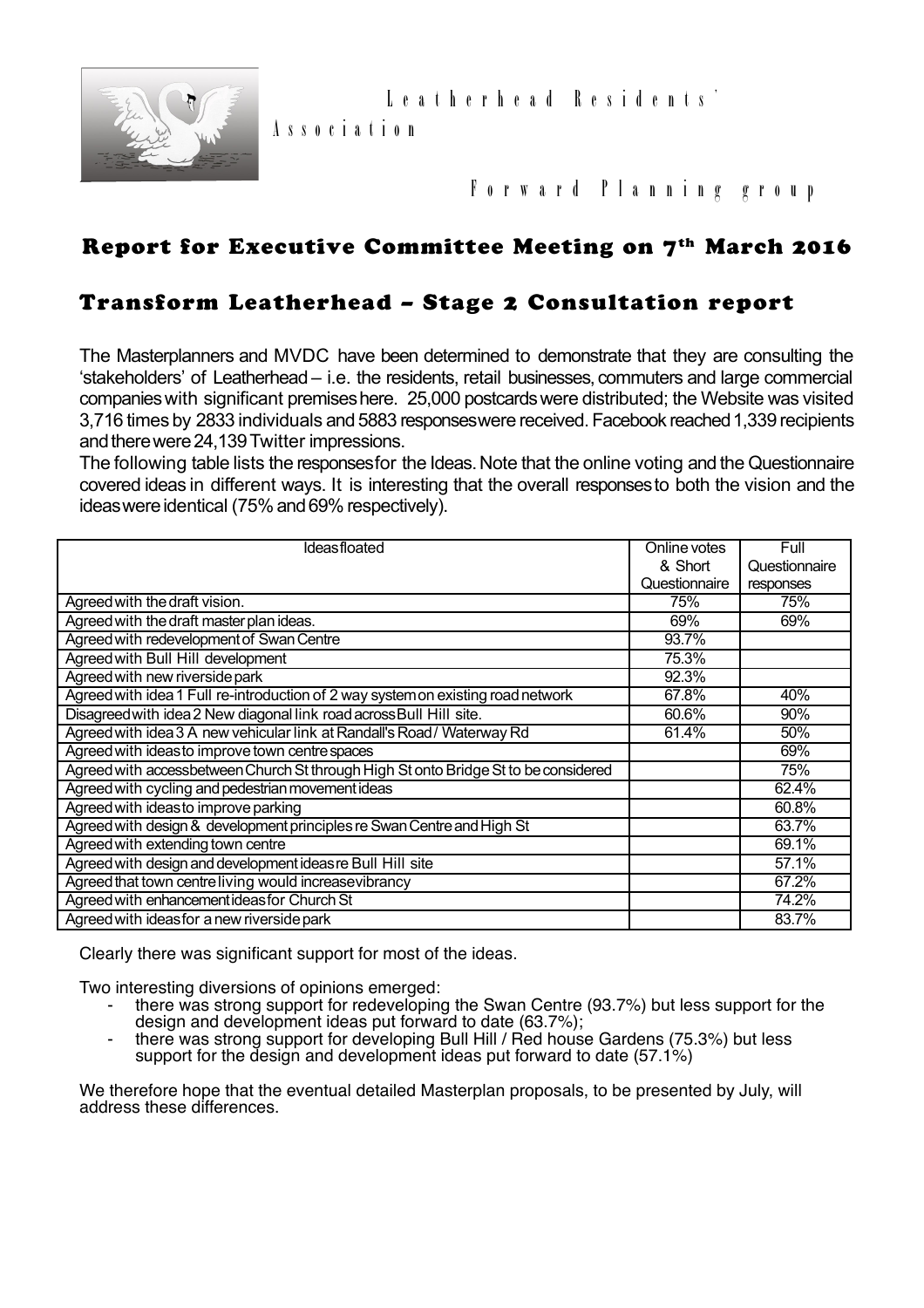Leatherhead Residents' Association

Forward Planning group

## Report for Executive Committee Meeting on 7th March 2016

## Transform Leatherhead – Stage 2 Consultation report

The Masterplanners and MVDC have been determined to demonstrate that they are consulting the 'stakeholders' of Leatherhead – i.e. the residents, retail businesses, commuters and large commercial companies with significant premises here. 25,000 postcards were distributed; the Website was visited 3,716 times by 2833 individuals and 5883 responses were received. Facebook reached 1,339 recipients and there were 24,139 Twitter impressions.

The following table lists the responses for the Ideas. Note that the online voting and the Questionnaire covered ideas in different ways. It is interesting that the overall responses to both the vision and the ideas were identical (75% and 69% respectively).

| Ideas floated | Online votes & Short Questionnaire | Full Questionnaire responses |
|---|---|---|
| Agreed with the draft vision. | 75% | 75% |
| Agreed with the draft master plan ideas. | 69% | 69% |
| Agreed with redevelopment of Swan Centre | 93.7% | |
| Agreed with Bull Hill development | 75.3% | |
| Agreed with new riverside park | 92.3% | |
| Agreed with idea 1 Full re-introduction of 2 way system on existing road network | 67.8% | 40% |
| Disagreed with idea 2 New diagonal link road across Bull Hill site. | 60.6% | 90% |
| Agreed with idea 3 A new vehicular link at Randall's Road / Waterway Rd | 61.4% | 50% |
| Agreed with ideas to improve town centre spaces | | 69% |
| Agreed with access between Church St through High St onto Bridge St to be considered | | 75% |
| Agreed with cycling and pedestrian movement ideas | | 62.4% |
| Agreed with ideas to improve parking | | 60.8% |
| Agreed with design & development principles re Swan Centre and High St | | 63.7% |
| Agreed with extending town centre | | 69.1% |
| Agreed with design and development ideas re Bull Hill site | | 57.1% |
| Agreed that town centre living would increase vibrancy | | 67.2% |
| Agreed with enhancement ideas for Church St | | 74.2% |
| Agreed with ideas for a new riverside park | | 83.7% |

Clearly there was significant support for most of the ideas.

Two interesting diversions of opinions emerged:

- there was strong support for redeveloping the Swan Centre (93.7%) but less support for the design and development ideas put forward to date (63.7%);
- there was strong support for developing Bull Hill / Red house Gardens (75.3%) but less support for the design and development ideas put forward to date (57.1%)

We therefore hope that the eventual detailed Masterplan proposals, to be presented by July, will address these differences.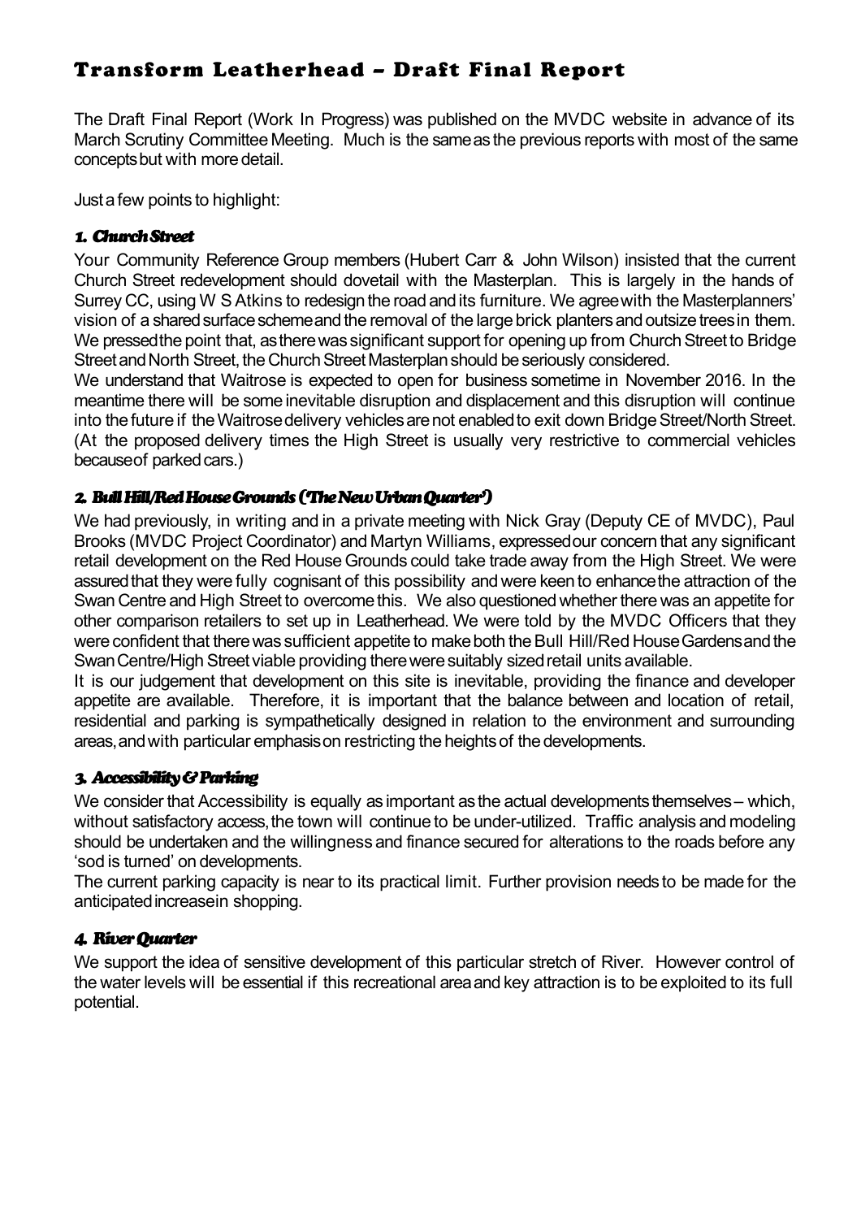# Transform Leatherhead – Draft Final Report

The Draft Final Report (Work In Progress) was published on the MVDC website in advance of its March Scrutiny Committee Meeting. Much is the same as the previous reports with most of the same concepts but with more detail.

Just a few points to highlight:

### *1. Church Street*

Your Community Reference Group members (Hubert Carr & John Wilson) insisted that the current Church Street redevelopment should dovetail with the Masterplan. This is largely in the hands of Surrey CC, using W S Atkins to redesign the road and its furniture. We agree with the Masterplanners' vision of a shared surface scheme and the removal of the large brick planters and outsize trees in them. We pressed the point that, as there was significant support for opening up from Church Street to Bridge Street and North Street, the Church Street Masterplan should be seriously considered.

We understand that Waitrose is expected to open for business sometime in November 2016. In the meantime there will be some inevitable disruption and displacement and this disruption will continue into the future if the Waitrose delivery vehicles are not enabled to exit down Bridge Street/North Street. (At the proposed delivery times the High Street is usually very restrictive to commercial vehicles because of parked cars.)

### *2. Bull Hill/Red House Grounds ('The New Urban Quarter')*

We had previously, in writing and in a private meeting with Nick Gray (Deputy CE of MVDC), Paul Brooks (MVDC Project Coordinator) and Martyn Williams, expressed our concern that any significant retail development on the Red House Grounds could take trade away from the High Street. We were assured that they were fully cognisant of this possibility and were keen to enhance the attraction of the Swan Centre and High Street to overcome this. We also questioned whether there was an appetite for other comparison retailers to set up in Leatherhead. We were told by the MVDC Officers that they were confident that there was sufficient appetite to make both the Bull Hill/Red House Gardens and the Swan Centre/High Street viable providing there were suitably sized retail units available.

It is our judgement that development on this site is inevitable, providing the finance and developer appetite are available. Therefore, it is important that the balance between and location of retail, residential and parking is sympathetically designed in relation to the environment and surrounding areas, and with particular emphasis on restricting the heights of the developments.

### *3. Accessibility & Parking*

We consider that Accessibility is equally as important as the actual developments themselves – which, without satisfactory access, the town will continue to be under-utilized. Traffic analysis and modeling should be undertaken and the willingness and finance secured for alterations to the roads before any 'sod is turned' on developments.

The current parking capacity is near to its practical limit. Further provision needs to be made for the anticipated increase in shopping.

### *4. River Quarter*

We support the idea of sensitive development of this particular stretch of River. However control of the water levels will be essential if this recreational area and key attraction is to be exploited to its full potential.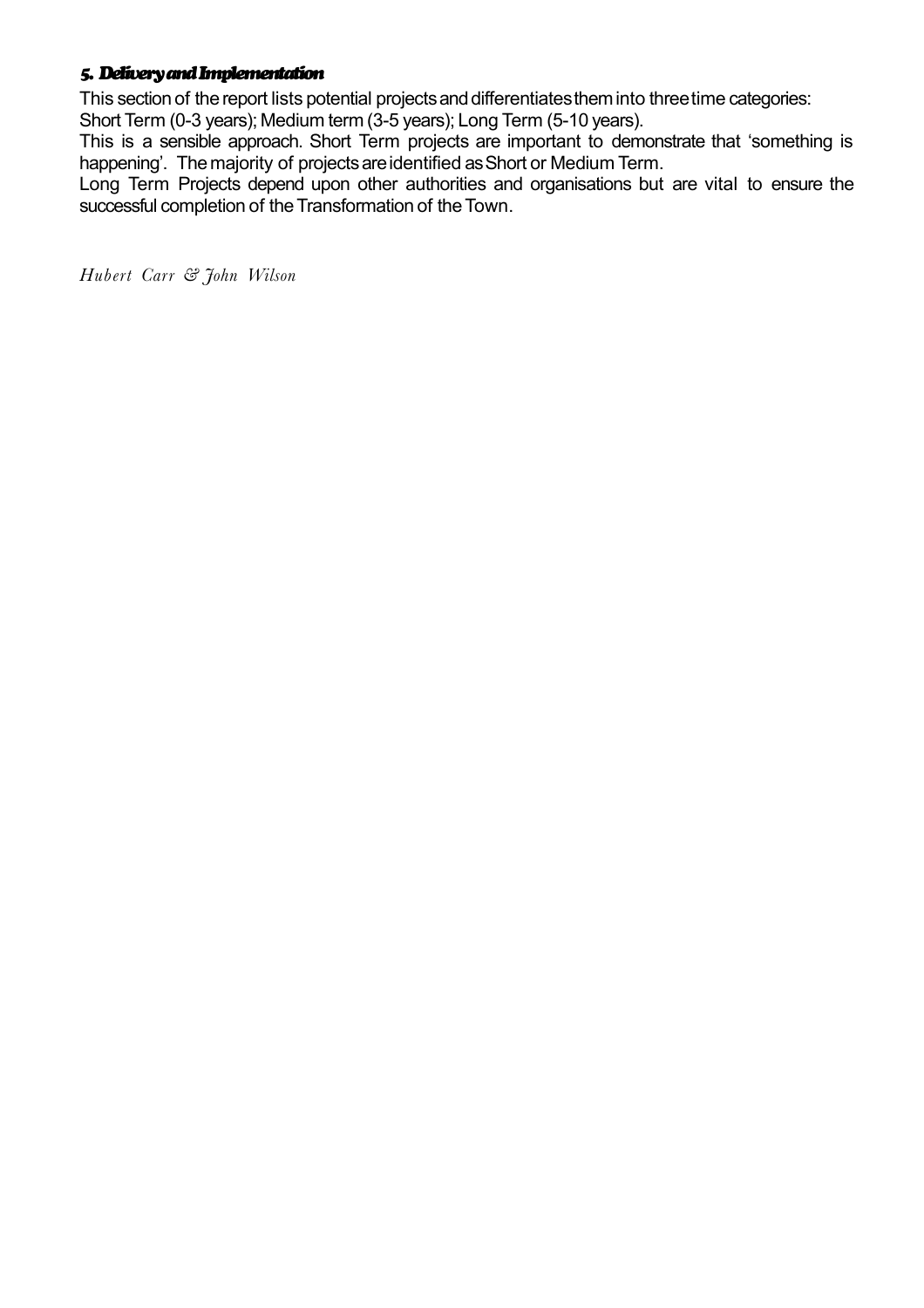## 5. Delivery and Implementation

This section of the report lists potential projects and differentiates them into three time categories: Short Term (0-3 years); Medium term (3-5 years); Long Term (5-10 years).

This is a sensible approach. Short Term projects are important to demonstrate that 'something is happening'. The majority of projects are identified as Short or Medium Term.

Long Term Projects depend upon other authorities and organisations but are vital to ensure the successful completion of the Transformation of the Town.

*Hubert Carr & John Wilson*